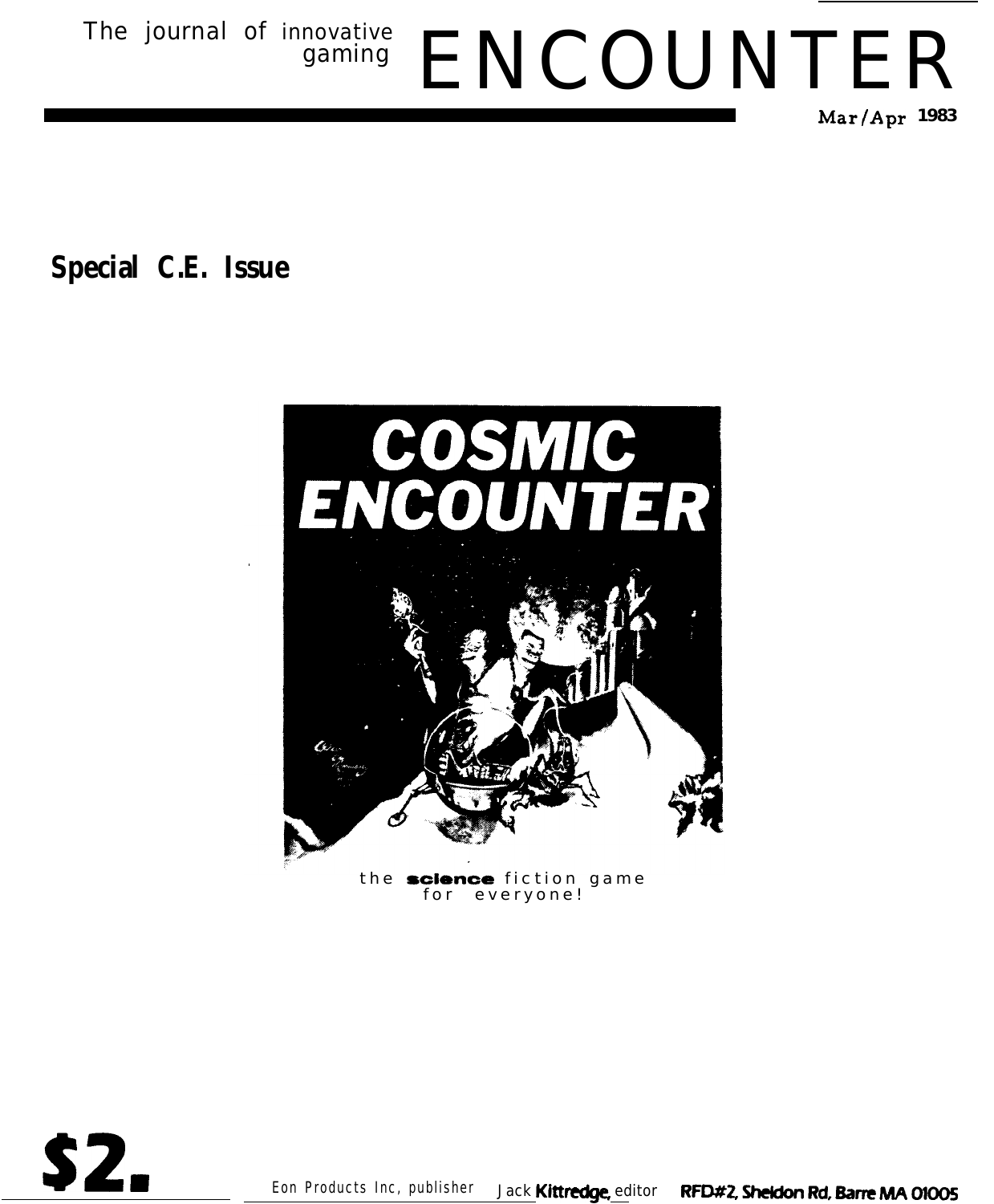The journal of innovative gaming

# ENCOUNTER

Mar/Apr 1983

**Special C.E. Issue**

COSMIC ENCOUNTER

the science fiction game for everyone!

**$2.**

Eon Products Inc, publisher Jack Kittredge, editor RFD#2, Sheldon Rd, Barre MA 01005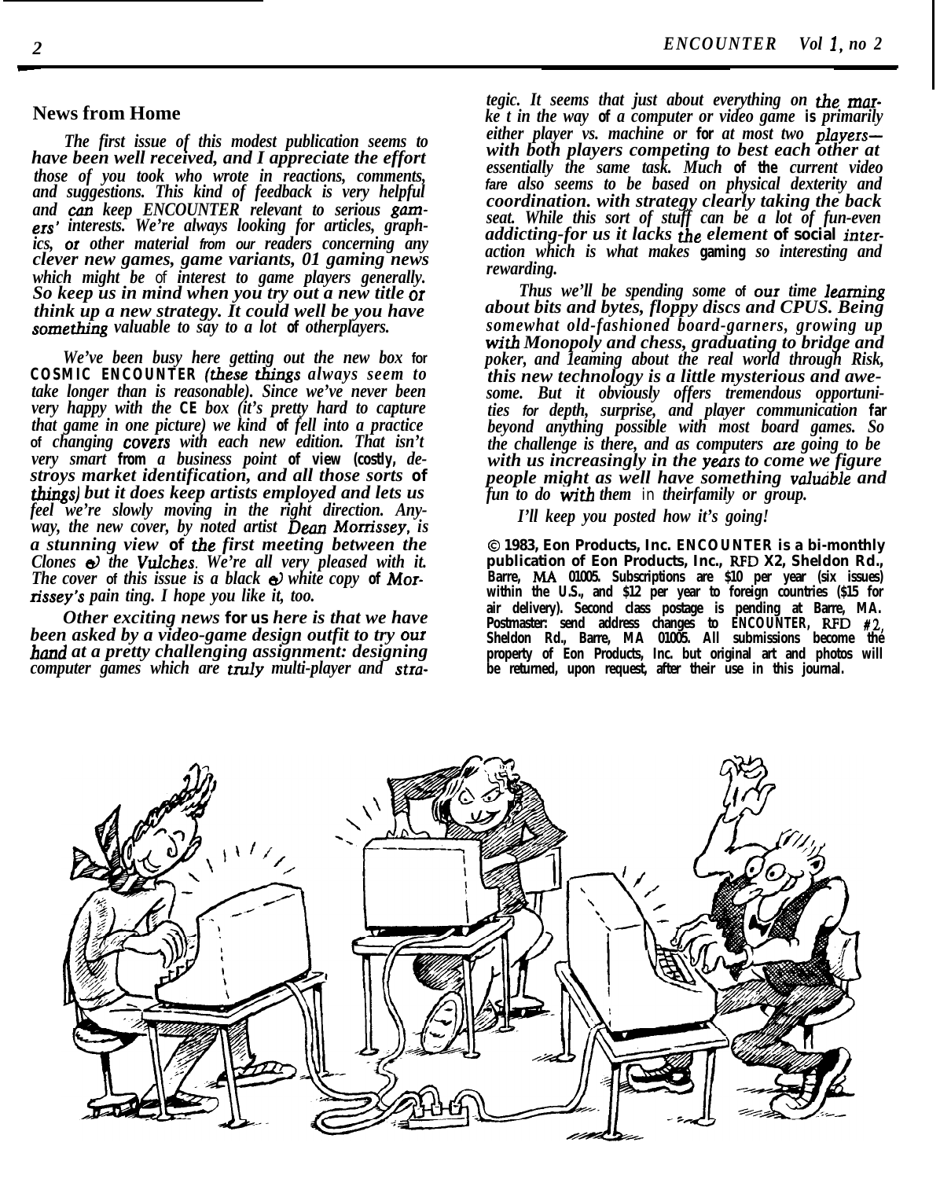## News from Home

*The first issue of this modest publication seems to have been well received, and I appreciate the effort those of you took who wrote in reactions, comments, and suggestions. This kind of feedback is very helpful and can keep ENCOUNTER relevant to serious gamers' interests. We're always looking for articles, graphics, or other material from our readers concerning any clever new games, game variants, 01 gaming news which might be of interest to game players generally. So keep us in mind when you try out a new title or think up a new strategy. It could well be you have something valuable to say to a lot of otherplayers.*

*We've been busy here getting out the new box for COSMIC ENCOUNTER (these things always seem to take longer than is reasonable). Since we've never been very happy with the CE box (it's pretty hard to capture that game in one picture) we kind of fell into a practice of changing covers with each new edition. That isn't very smart from a business point of view (costly, destroys market identification, and all those sorts of things) but it does keep artists employed and lets us feel we're slowly moving in the right direction. Anyway, the new cover, by noted artist Dean Morrissey, is a stunning view of the first meeting between the Clones & the Vulches. We're all very pleased with it. The cover of this issue is a black & white copy of Morrissey's pain ting. I hope you like it, too.*

*Other exciting news for us here is that we have been asked by a video-game design outfit to try our hand at a pretty challenging assignment: designing computer games which are truly multi-player and strategic. It seems that just about everything on the marke t in the way of a computer or video game is primarily either player vs. machine or for at most two players—with both players competing to best each other at essentially the same task. Much of the current video fare also seems to be based on physical dexterity and coordination. with strategy clearly taking the back seat. While this sort of stuff can be a lot of fun-even addicting-for us it lacks the element of social interaction which is what makes gaming so interesting and rewarding.*

*Thus we'll be spending some of our time learning about bits and bytes, floppy discs and CPUS. Being somewhat old-fashioned board-garners, growing up with Monopoly and chess, graduating to bridge and poker, and 1eaming about the real world through Risk, this new technology is a little mysterious and awesome. But it obviously offers tremendous opportunities for depth, surprise, and player communication far beyond anything possible with most board games. So the challenge is there, and as computers are going to be with us increasingly in the years to come we figure people might as well have something valuable and fun to do with them in theirfamily or group.*

*I'll keep you posted how it's going!*

**© 1983, Eon Products, Inc. ENCOUNTER is a bi-monthly publication of Eon Products, Inc., RFD X2, Sheldon Rd., Barre, MA 01005. Subscriptions are $10 per year (six issues) within the U.S., and $12 per year to foreign countries ($15 for air delivery). Second class postage is pending at Barre, MA. Postmaster: send address changes to ENCOUNTER, RFD #2, Sheldon Rd., Barre, MA 01005. All submissions become the property of Eon Products, Inc. but original art and photos will be returned, upon request, after their use in this journal.**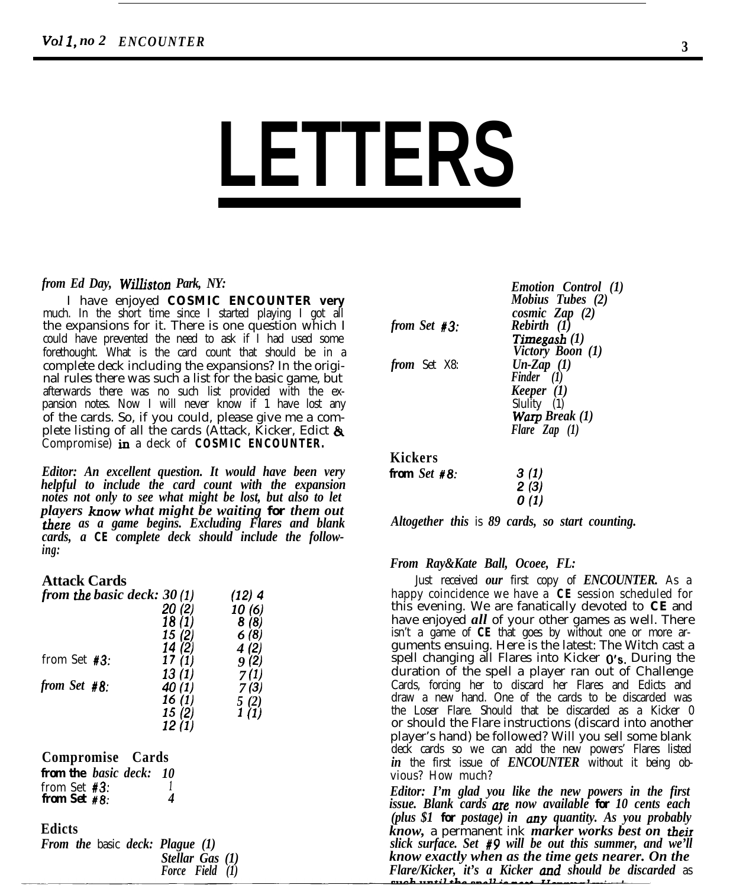# LETTERS

*from Ed Day, Williston Park, NY:*

I have enjoyed **COSMIC ENCOUNTER** very much. In the short time since I started playing I got all the expansions for it. There is one question which I could have prevented the need to ask if I had used some forethought. What is the card count that should be in a complete deck including the expansions? In the original rules there was such a list for the basic game, but afterwards there was no such list provided with the expansion notes. Now I will never know if I have lost any of the cards. So, if you could, please give me a complete listing of all the cards (Attack, Kicker, Edict & Compromise) in a deck of **COSMIC ENCOUNTER.**

*Editor: An excellent question. It would have been very helpful to include the card count with the expansion notes not only to see what might be lost, but also to let players know what might be waiting for them out there as a game begins. Excluding Flares and blank cards, a **CE** complete deck should include the following:*

**Attack Cards**

| | | |
|---|---|---|
| *from the basic deck:* | 30 (1) | (12) 4 |
| | 20 (2) | 10 (6) |
| | 18 (1) | 8 (8) |
| | 15 (2) | 6 (8) |
| | 14 (2) | 4 (2) |
| from Set #3: | 17 (1) | 9 (2) |
| | 13 (1) | 7 (1) |
| *from Set #8:* | 40 (1) | 7 (3) |
| | 16 (1) | 5 (2) |
| | 15 (2) | 1 (1) |
| | 12 (1) | |

**Compromise Cards**

| | |
|---|---|
| **from the** *basic deck:* | 10 |
| from Set #3: | 1 |
| **from Set** *#8:* | 4 |

**Edicts**

| | |
|---|---|
| *From the* basic *deck:* | *Plague (1)* |
| | *Stellar Gas (1)* |
| | *Force Field (1)* |
| | *Emotion Control (1)* |
| | *Mobius Tubes (2)* |
| | *cosmic Zap (2)* |
| *from Set #3:* | *Rebirth (1)* |
| | *Timegash (1)* |
| | *Victory Boon (1)* |
| *from* Set X8: | *Un-Zap (1)* |
| | *Finder (1)* |
| | *Keeper (1)* |
| | Slulity (1) |
| | *Warp Break (1)* |
| | *Flare Zap (1)* |

**Kickers**

| | |
|---|---|
| **from** *Set #8:* | 3 (1) |
| | 2 (3) |
| | 0 (1) |

*Altogether this* is *89 cards, so start counting.*

*From Ray&Kate Ball, Ocoee, FL:*

Just received *our* first copy of ***ENCOUNTER.*** As a happy coincidence we have a **CE** session scheduled for this evening. We are fanatically devoted to **CE** and have enjoyed ***all*** of your other games as well. There isn't a game of **CE** that goes by without one or more arguments ensuing. Here is the latest: The Witch cast a spell changing all Flares into Kicker 0's. During the duration of the spell a player ran out of Challenge Cards, forcing her to discard her Flares and Edicts and draw a new hand. One of the cards to be discarded was the Loser Flare. Should that be discarded as a Kicker 0 or should the Flare instructions (discard into another player's hand) be followed? Will you sell some blank deck cards so we can add the new powers' Flares listed *in* the first issue of ***ENCOUNTER*** without it being obvious? How much?

*Editor: I'm glad you like the new powers in the first issue. Blank cards are now available for 10 cents each (plus $1 for postage) in any quantity. As you probably know,* a permanent ink *marker works best on their slick surface. Set #9 will be out this summer, and we'll know exactly when as the time gets nearer. On the Flare/Kicker, it's a Kicker and should be discarded* as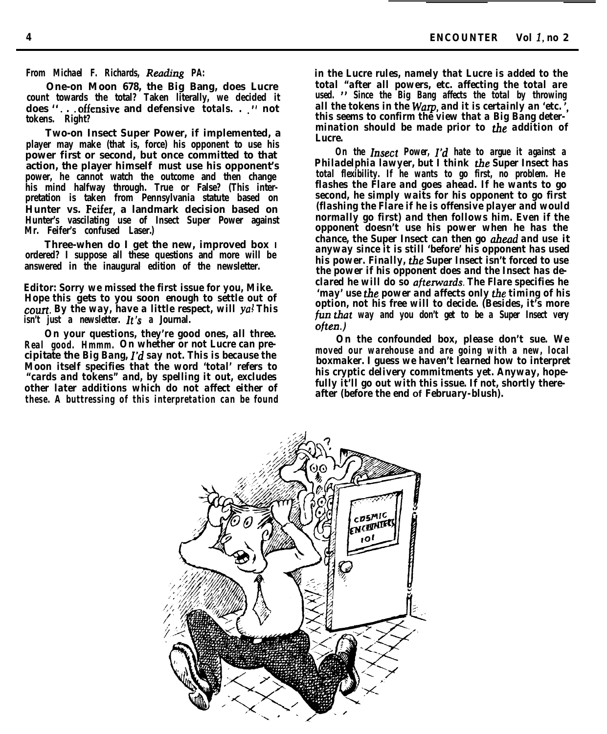*From Michael F. Richards, Reading PA:*

One-on Moon 678, the Big Bang, does Lucre count towards the total? Taken literally, we decided it does ". . . offensive and defensive totals. . ." not tokens. Right?

Two-on Insect Super Power, if implemented, a player may make (that is, force) his opponent to use his power first or second, but once committed to that action, the player himself must use his opponent's power, he cannot watch the outcome and then change his mind halfway through. True or False? (This interpretation is taken from Pennsylvania statute based on Hunter vs. Feifer, a landmark decision based on Hunter's vascilating use of Insect Super Power against Mr. Feifer's confused Laser.)

Three-when do I get the new, improved box I ordered? I suppose all these questions and more will be answered in the inaugural edition of the newsletter.

**Editor:** Sorry we missed the first issue for you, Mike. Hope this gets to you soon enough to settle out of *court*. By the way, have a little respect, will *ya!* This isn't just a newsletter. *It's* a Journal.

On your questions, they're good ones, all three. Real good. Hmmm. On whether or not Lucre can precipitate the Big Bang, *I'd* say not. This is because the Moon itself specifies that the word 'total' refers to "cards and tokens" and, by spelling it out, excludes other later additions which do not affect either of these. A buttressing of this interpretation can be found in the Lucre rules, namely that Lucre is added to the total "after all powers, etc. affecting the total are used." Since the Big Bang affects the total by throwing all the tokens in the *Warp*, and it is certainly an 'etc.', this seems to confirm the view that a Big Bang determination should be made prior to *the* addition of Lucre.

On the *Insect* Power, *I'd* hate to argue it against a Philadelphia lawyer, but I think *the* Super Insect has total flexibility. If he wants to go first, no problem. He flashes the Flare and goes ahead. If he wants to go second, he simply waits for his opponent to go first (flashing the Flare if he is offensive player and would normally go first) and then follows him. Even if the opponent doesn't use his power when he has the chance, the Super Insect can then go *ahead* and use it anyway since it is still 'before' his opponent has used his power. Finally, *the* Super Insect isn't forced to use the power if his opponent does and the Insect has declared he will do so *afterwards*. The Flare specifies he 'may' use *the* power and affects only *the* timing of his option, not his free will to decide. (Besides, it's more *fun that* way and you don't get to be a Super Insect very *often*.)

On the confounded box, please don't sue. We moved our warehouse and are going with a new, local boxmaker. I guess we haven't learned how to interpret his cryptic delivery commitments yet. Anyway, hopefully it'll go out with this issue. If not, shortly thereafter (before the end of February-blush).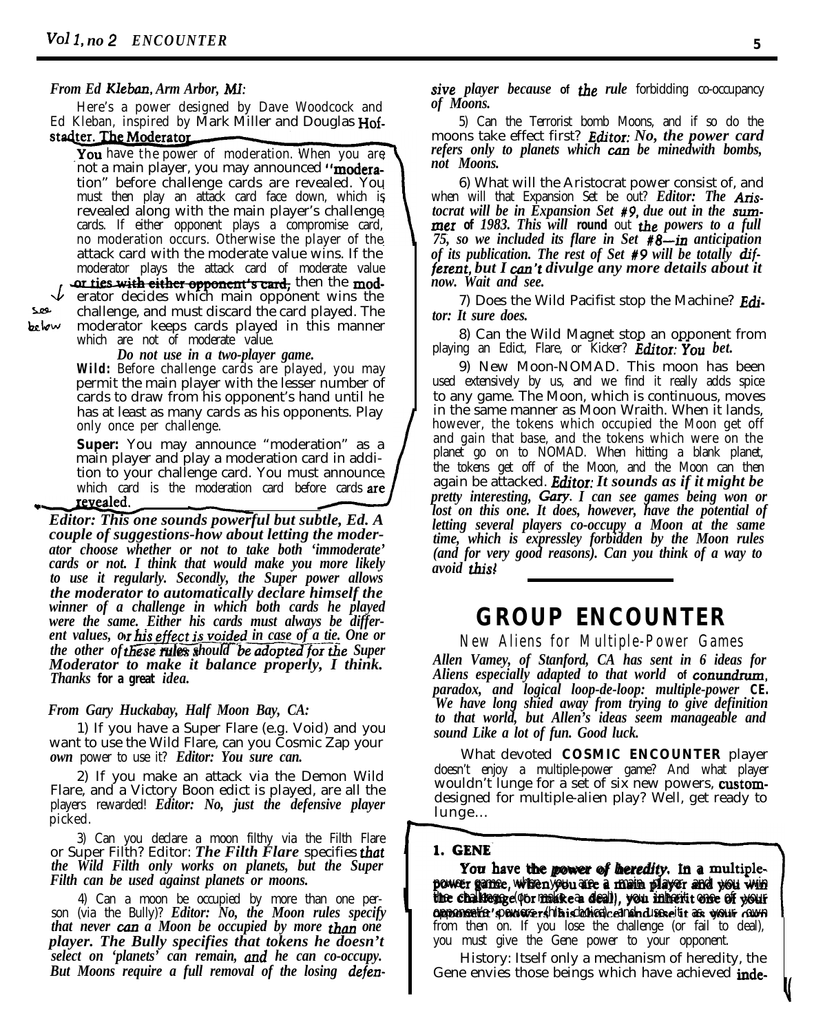*From Ed Kleban, Arm Arbor, MI:*

Here's a power designed by Dave Woodcock and Ed Kleban, inspired by Mark Miller and Douglas Hofstadter. The Moderator

You have the power of moderation. When you are not a main player, you may announced "moderation" before challenge cards are revealed. You must then play an attack card face down, which is revealed along with the main player's challenge cards. If either opponent plays a compromise card, no moderation occurs. Otherwise the player of the attack card with the moderate value wins. If the moderator plays the attack card of moderate value ~~or ties with either opponent's card,~~ then the moderator decides which main opponent wins the challenge, and must discard the card played. The moderator keeps cards played in this manner which are not of moderate value.

see below

*Do not use in a two-player game.*

**Wild:** Before challenge cards are played, you may permit the main player with the lesser number of cards to draw from his opponent's hand until he has at least as many cards as his opponents. Play only once per challenge.

**Super:** You may announce "moderation" as a main player and play a moderation card in addition to your challenge card. You must announce which card is the moderation card before cards are revealed.

***Editor: This one sounds powerful but subtle, Ed. A couple of suggestions-how about letting the moderator choose whether or not to take both 'immoderate' cards or not. I think that would make you more likely to use it regularly. Secondly, the Super power allows the moderator to automatically declare himself the winner of a challenge in which both cards he played were the same. Either his cards must always be different values, or his effect is voided in case of a tie. One or the other of these rules should be adopted for the Super Moderator to make it balance properly, I think. Thanks for a great idea.***

*From Gary Huckabay, Half Moon Bay, CA:*

1) If you have a Super Flare (e.g. Void) and you want to use the Wild Flare, can you Cosmic Zap your *own* power to use it? *Editor: You sure can.*

2) If you make an attack via the Demon Wild Flare, and a Victory Boon edict is played, are all the players rewarded! *Editor: No, just the defensive player picked.*

3) Can you declare a moon filthy via the Filth Flare or Super Filth? Editor: ***The Filth Flare** specifies that the Wild Filth only works on planets, but the Super Filth can be used against planets or moons.*

4) Can a moon be occupied by more than one person (via the Bully)? *Editor: No, the Moon rules specify that never can a Moon be occupied by more than one player. The Bully specifies that tokens he doesn't select on 'planets' can remain, and he can co-occupy. But Moons require a full removal of the losing defensive player because of the rule forbidding co-occupancy of Moons.*

5) Can the Terrorist bomb Moons, and if so do the moons take effect first? *Editor: No, the power card refers only to planets which can be minedwith bombs, not Moons.*

6) What will the Aristocrat power consist of, and when will that Expansion Set be out? *Editor: The Aristocrat will be in Expansion Set #9, due out in the summer of 1983. This will round out the powers to a full 75, so we included its flare in Set #8—in anticipation of its publication. The rest of Set #9 will be totally different, but I can't divulge any more details about it now. Wait and see.*

7) Does the Wild Pacifist stop the Machine? *Editor: It sure does.*

8) Can the Wild Magnet stop an opponent from playing an Edict, Flare, or Kicker? *Editor: You bet.*

9) New Moon-NOMAD. This moon has been used extensively by us, and we find it really adds spice to any game. The Moon, which is continuous, moves in the same manner as Moon Wraith. When it lands, however, the tokens which occupied the Moon get off and gain that base, and the tokens which were on the planet go on to NOMAD. When hitting a blank planet, the tokens get off of the Moon, and the Moon can then again be attacked. *Editor: It sounds as if it might be pretty interesting, Gary. I can see games being won or lost on this one. It does, however, have the potential of letting several players co-occupy a Moon at the same time, which is expressley forbidden by the Moon rules (and for very good reasons). Can you think of a way to avoid this!*

# GROUP ENCOUNTER

## New Aliens for Multiple-Power Games

***Allen Vamey, of Stanford, CA has sent in 6 ideas for Aliens especially adapted to that world of conundrum, paradox, and logical loop-de-loop: multiple-power CE. We have long shied away from trying to give definition to that world, but Allen's ideas seem manageable and sound Like a lot of fun. Good luck.***

What devoted **COSMIC ENCOUNTER** player doesn't enjoy a multiple-power game? And what player wouldn't lunge for a set of six new powers, custom-designed for multiple-alien play? Well, get ready to lunge...

### 1. GENE

**You have the power of heredity. In a multiple-power game, when you are a main player and you win the challenge (or make a deal), you inherit one of your opponent's powers (his choice) and use it as your own** from then on. If you lose the challenge (or fail to deal), you must give the Gene power to your opponent.

History: Itself only a mechanism of heredity, the Gene envies those beings which have achieved inde-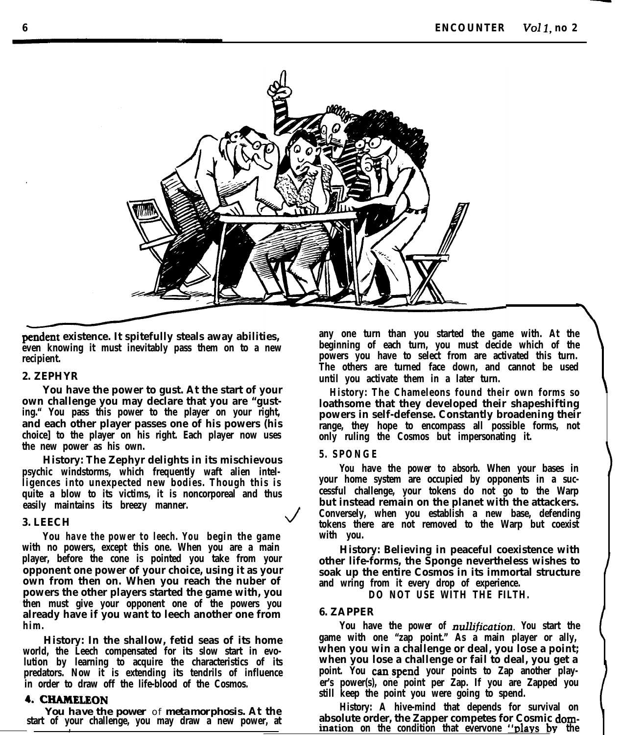pendent existence. It spitefully steals away abilities, even knowing it must inevitably pass them on to a new recipient.

## 2. ZEPHYR

You have the power to gust. At the start of your own challenge you may declare that you are "gusting." You pass this power to the player on your right, and each other player passes one of his powers (his choice] to the player on his right. Each player now uses the new power as his own.

History: The Zephyr delights in its mischievous psychic windstorms, which frequently waft alien intelligences into unexpected new bodies. Though this is quite a blow to its victims, it is noncorporeal and thus easily maintains its breezy manner.

## 3. LEECH

You have the power to leech. You begin the game with no powers, except this one. When you are a main player, before the cone is pointed you take from your opponent one power of your choice, using it as your own from then on. When you reach the nuber of powers the other players started the game with, you then must give your opponent one of the powers you already have if you want to leech another one from him.

History: In the shallow, fetid seas of its home world, the Leech compensated for its slow start in evolution by learning to acquire the characteristics of its predators. Now it is extending its tendrils of influence in order to draw off the life-blood of the Cosmos.

## 4. CHAMELEON

You have the power of metamorphosis. At the start of your challenge, you may draw a new power, at any one turn than you started the game with. At the beginning of each turn, you must decide which of the powers you have to select from are activated this turn. The others are turned face down, and cannot be used until you activate them in a later turn.

History: The Chameleons found their own forms so loathsome that they developed their shapeshifting powers in self-defense. Constantly broadening their range, they hope to encompass all possible forms, not only ruling the Cosmos but impersonating it.

## 5. SPONGE

You have the power to absorb. When your bases in your home system are occupied by opponents in a successful challenge, your tokens do not go to the Warp but instead remain on the planet with the attackers. Conversely, when you establish a new base, defending tokens there are not removed to the Warp but coexist with you.

History: Believing in peaceful coexistence with other life-forms, the Sponge nevertheless wishes to soak up the entire Cosmos in its immortal structure and wring from it every drop of experience.

DO NOT USE WITH THE FILTH.

## 6. ZAPPER

You have the power of *nullification*. You start the game with one "zap point." As a main player or ally, when you win a challenge or deal, you lose a point; when you lose a challenge or fail to deal, you get a point. You can spend your points to Zap another player's power(s), one point per Zap. If you are Zapped you still keep the point you were going to spend.

History: A hive-mind that depends for survival on absolute order, the Zapper competes for Cosmic domination on the condition that everyone "plays by the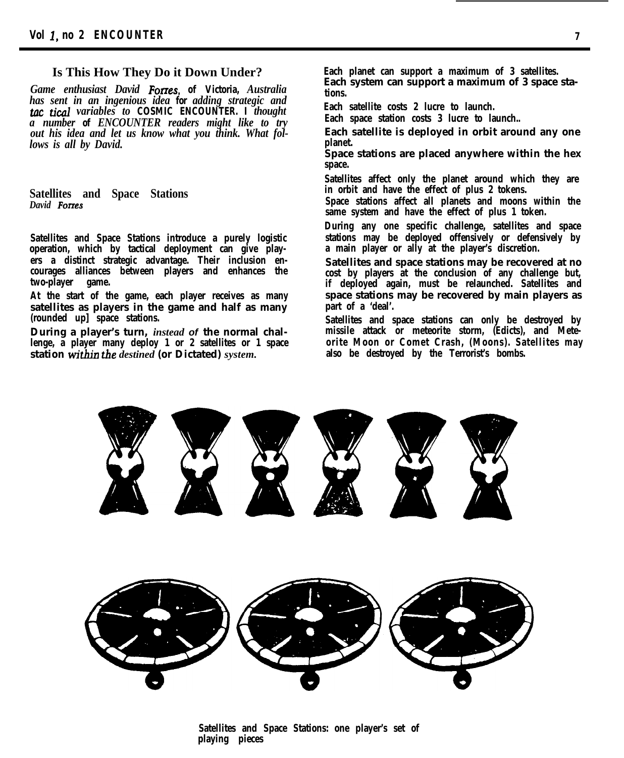## Is This How They Do it Down Under?

*Game enthusiast David Forres, of Victoria, Australia has sent in an ingenious idea for adding strategic and tac tical variables to COSMIC ENCOUNTER. I thought a number of ENCOUNTER readers might like to try out his idea and let us know what you think. What follows is all by David.*

### Satellites and Space Stations

*David Forres*

Satellites and Space Stations introduce a purely logistic operation, which by tactical deployment can give players a distinct strategic advantage. Their inclusion encourages alliances between players and enhances the two-player game.

At the start of the game, each player receives as many satellites as players in the game and half as many (rounded up] space stations.

During a player's turn, *instead of* the normal challenge, a player many deploy 1 or 2 satellites or 1 space station *within the destined* (or Dictated) *system.*

Each planet can support a maximum of 3 satellites.

Each system can support a maximum of 3 space stations.

Each satellite costs 2 lucre to launch.

Each space station costs 3 lucre to launch..

Each satellite is deployed in orbit around any one planet.

Space stations are placed anywhere within the hex space.

Satellites affect only the planet around which they are in orbit and have the effect of plus 2 tokens.

Space stations affect all planets and moons within the same system and have the effect of plus 1 token.

During any one specific challenge, satellites and space stations may be deployed offensively or defensively by a main player or ally at the player's discretion.

Satellites and space stations may be recovered at no cost by players at the conclusion of any challenge but, if deployed again, must be relaunched. Satellites and space stations may be recovered by main players as part of a 'deal'.

Satellites and space stations can only be destroyed by missile attack or meteorite storm, (Edicts), and Meteorite Moon or Comet Crash, (Moons). Satellites may also be destroyed by the Terrorist's bombs.

Satellites and Space Stations: one player's set of playing pieces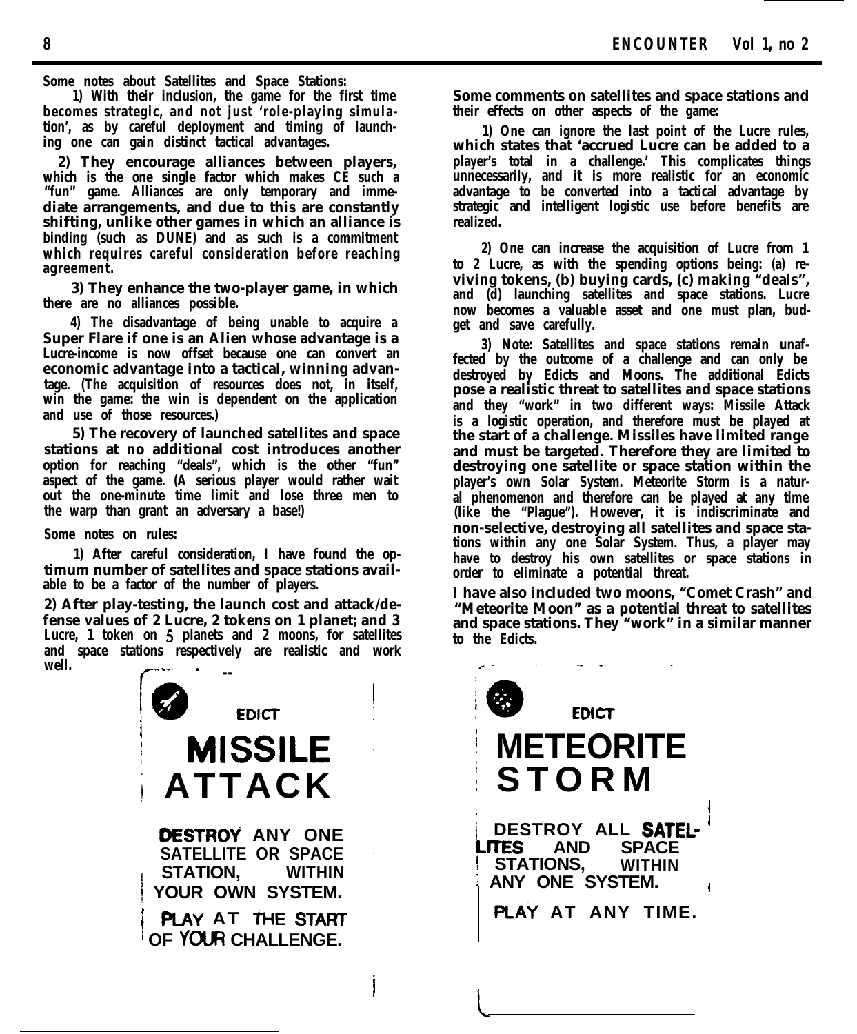**Some notes about Satellites and Space Stations:**

1) With their inclusion, the game for the first time becomes strategic, and not just 'role-playing simulation', as by careful deployment and timing of launching one can gain distinct tactical advantages.

2) They encourage alliances between players, which is the one single factor which makes CE such a "fun" game. Alliances are only temporary and immediate arrangements, and due to this are constantly shifting, unlike other games in which an alliance is binding (such as DUNE) and as such is a commitment which requires careful consideration before reaching agreement.

3) They enhance the two-player game, in which there are no alliances possible.

4) The disadvantage of being unable to acquire a Super Flare if one is an Alien whose advantage is a Lucre-income is now offset because one can convert an economic advantage into a tactical, winning advantage. (The acquisition of resources does not, in itself, win the game: the win is dependent on the application and use of those resources.)

5) The recovery of launched satellites and space stations at no additional cost introduces another option for reaching "deals", which is the other "fun" aspect of the game. (A serious player would rather wait out the one-minute time limit and lose three men to the warp than grant an adversary a base!)

**Some notes on rules:**

1) After careful consideration, I have found the optimum number of satellites and space stations available to be a factor of the number of players.

2) After play-testing, the launch cost and attack/defense values of 2 Lucre, 2 tokens on 1 planet; and 3 Lucre, 1 token on 5 planets and 2 moons, for satellites and space stations respectively are realistic and work well.

**Some comments on satellites and space stations and their effects on other aspects of the game:**

1) One can ignore the last point of the Lucre rules, which states that 'accrued Lucre can be added to a player's total in a challenge.' This complicates things unnecessarily, and it is more realistic for an economic advantage to be converted into a tactical advantage by strategic and intelligent logistic use before benefits are realized.

2) One can increase the acquisition of Lucre from 1 to 2 Lucre, as with the spending options being: (a) reviving tokens, (b) buying cards, (c) making "deals", and (d) launching satellites and space stations. Lucre now becomes a valuable asset and one must plan, budget and save carefully.

3) Note: Satellites and space stations remain unaffected by the outcome of a challenge and can only be destroyed by Edicts and Moons. The additional Edicts pose a realistic threat to satellites and space stations and they "work" in two different ways: Missile Attack is a logistic operation, and therefore must be played at the start of a challenge. Missiles have limited range and must be targeted. Therefore they are limited to destroying one satellite or space station within the player's own Solar System. Meteorite Storm is a natural phenomenon and therefore can be played at any time (like the "Plague"). However, it is indiscriminate and non-selective, destroying all satellites and space stations within any one Solar System. Thus, a player may have to destroy his own satellites or space stations in order to eliminate a potential threat.

I have also included two moons, "Comet Crash" and "Meteorite Moon" as a potential threat to satellites and space stations. They "work" in a similar manner to the Edicts.

EDICT

**MISSILE ATTACK**

DESTROY ANY ONE SATELLITE OR SPACE STATION, WITHIN YOUR OWN SYSTEM.

PLAY AT THE START OF YOUR CHALLENGE.

EDICT

**METEORITE STORM**

DESTROY ALL SATELLITES AND SPACE STATIONS, WITHIN ANY ONE SYSTEM.

PLAY AT ANY TIME.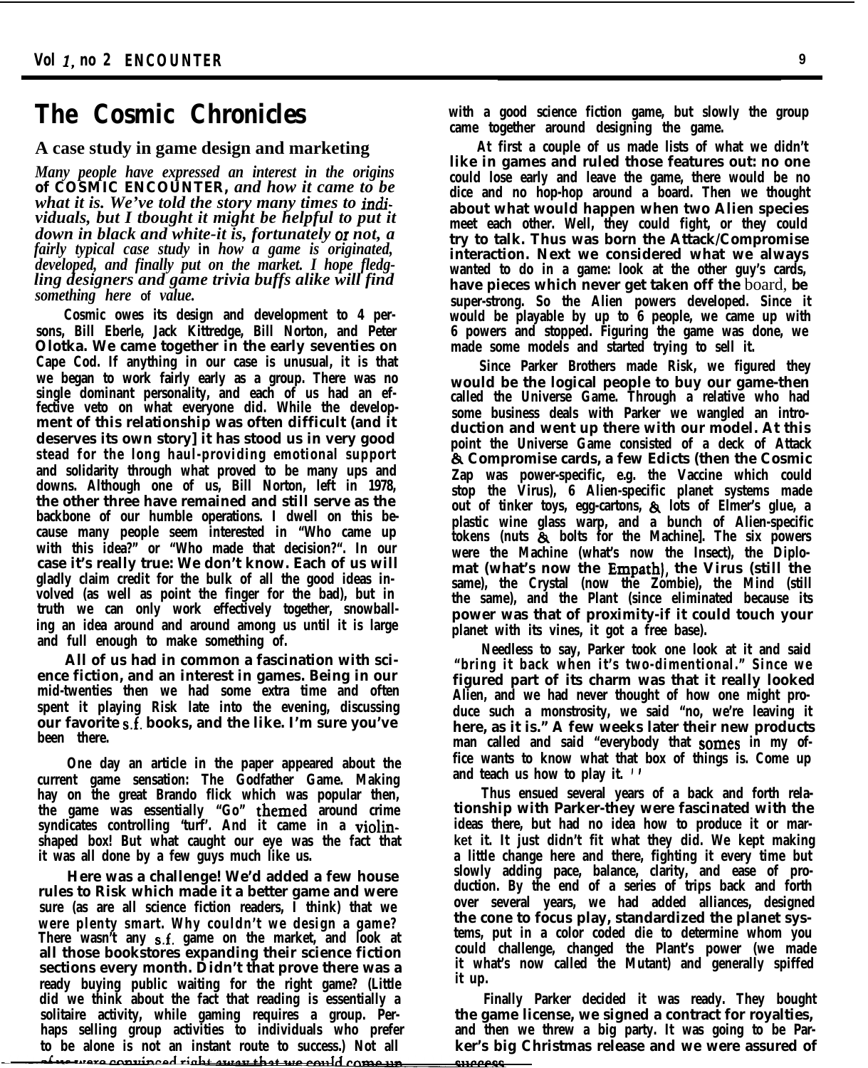# The Cosmic Chronicles

## A case study in game design and marketing

*Many people have expressed an interest in the origins of COSMIC ENCOUNTER, and how it came to be what it is. We've told the story many times to individuals, but I thought it might be helpful to put it down in black and white-it is, fortunately or not, a fairly typical case study in how a game is originated, developed, and finally put on the market. I hope fledgling designers and game trivia buffs alike will find something here of value.*

Cosmic owes its design and development to 4 persons, Bill Eberle, Jack Kittredge, Bill Norton, and Peter Olotka. We came together in the early seventies on Cape Cod. If anything in our case is unusual, it is that we began to work fairly early as a group. There was no single dominant personality, and each of us had an effective veto on what everyone did. While the development of this relationship was often difficult (and it deserves its own story] it has stood us in very good stead for the long haul-providing emotional support and solidarity through what proved to be many ups and downs. Although one of us, Bill Norton, left in 1978, the other three have remained and still serve as the backbone of our humble operations. I dwell on this because many people seem interested in "Who came up with this idea?" or "Who made that decision?". In our case it's really true: We don't know. Each of us will gladly claim credit for the bulk of all the good ideas involved (as well as point the finger for the bad), but in truth we can only work effectively together, snowballing an idea around and around among us until it is large and full enough to make something of.

All of us had in common a fascination with science fiction, and an interest in games. Being in our mid-twenties then we had some extra time and often spent it playing Risk late into the evening, discussing our favorite s.f. books, and the like. I'm sure you've been there.

One day an article in the paper appeared about the current game sensation: The Godfather Game. Making hay on the great Brando flick which was popular then, the game was essentially "Go" themed around crime syndicates controlling 'turf'. And it came in a violin-shaped box! But what caught our eye was the fact that it was all done by a few guys much like us.

Here was a challenge! We'd added a few house rules to Risk which made it a better game and were sure (as are all science fiction readers, I think) that we were plenty smart. Why couldn't we design a game? There wasn't any s.f. game on the market, and look at all those bookstores expanding their science fiction sections every month. Didn't that prove there was a ready buying public waiting for the right game? (Little did we think about the fact that reading is essentially a solitaire activity, while gaming requires a group. Perhaps selling group activities to individuals who prefer to be alone is not an instant route to success.) Not all of us were convinced right away that we could come up with a good science fiction game, but slowly the group came together around designing the game.

At first a couple of us made lists of what we didn't like in games and ruled those features out: no one could lose early and leave the game, there would be no dice and no hop-hop around a board. Then we thought about what would happen when two Alien species meet each other. Well, they could fight, or they could try to talk. Thus was born the Attack/Compromise interaction. Next we considered what we always wanted to do in a game: look at the other guy's cards, have pieces which never get taken off the board, be super-strong. So the Alien powers developed. Since it would be playable by up to 6 people, we came up with 6 powers and stopped. Figuring the game was done, we made some models and started trying to sell it.

Since Parker Brothers made Risk, we figured they would be the logical people to buy our game-then called the Universe Game. Through a relative who had some business deals with Parker we wangled an introduction and went up there with our model. At this point the Universe Game consisted of a deck of Attack & Compromise cards, a few Edicts (then the Cosmic Zap was power-specific, e.g. the Vaccine which could stop the Virus), 6 Alien-specific planet systems made out of tinker toys, egg-cartons, & lots of Elmer's glue, a plastic wine glass warp, and a bunch of Alien-specific tokens (nuts & bolts for the Machine]. The six powers were the Machine (what's now the Insect), the Diplomat (what's now the Empath), the Virus (still the same), the Crystal (now the Zombie), the Mind (still the same), and the Plant (since eliminated because its power was that of proximity-if it could touch your planet with its vines, it got a free base).

Needless to say, Parker took one look at it and said "bring it back when it's two-dimentional." Since we figured part of its charm was that it really looked Alien, and we had never thought of how one might produce such a monstrosity, we said "no, we're leaving it here, as it is." A few weeks later their new products man called and said "everybody that somes in my office wants to know what that box of things is. Come up and teach us how to play it."

Thus ensued several years of a back and forth relationship with Parker-they were fascinated with the ideas there, but had no idea how to produce it or market it. It just didn't fit what they did. We kept making a little change here and there, fighting it every time but slowly adding pace, balance, clarity, and ease of production. By the end of a series of trips back and forth over several years, we had added alliances, designed the cone to focus play, standardized the planet systems, put in a color coded die to determine whom you could challenge, changed the Plant's power (we made it what's now called the Mutant) and generally spiffed it up.

Finally Parker decided it was ready. They bought the game license, we signed a contract for royalties, and then we threw a big party. It was going to be Parker's big Christmas release and we were assured of success.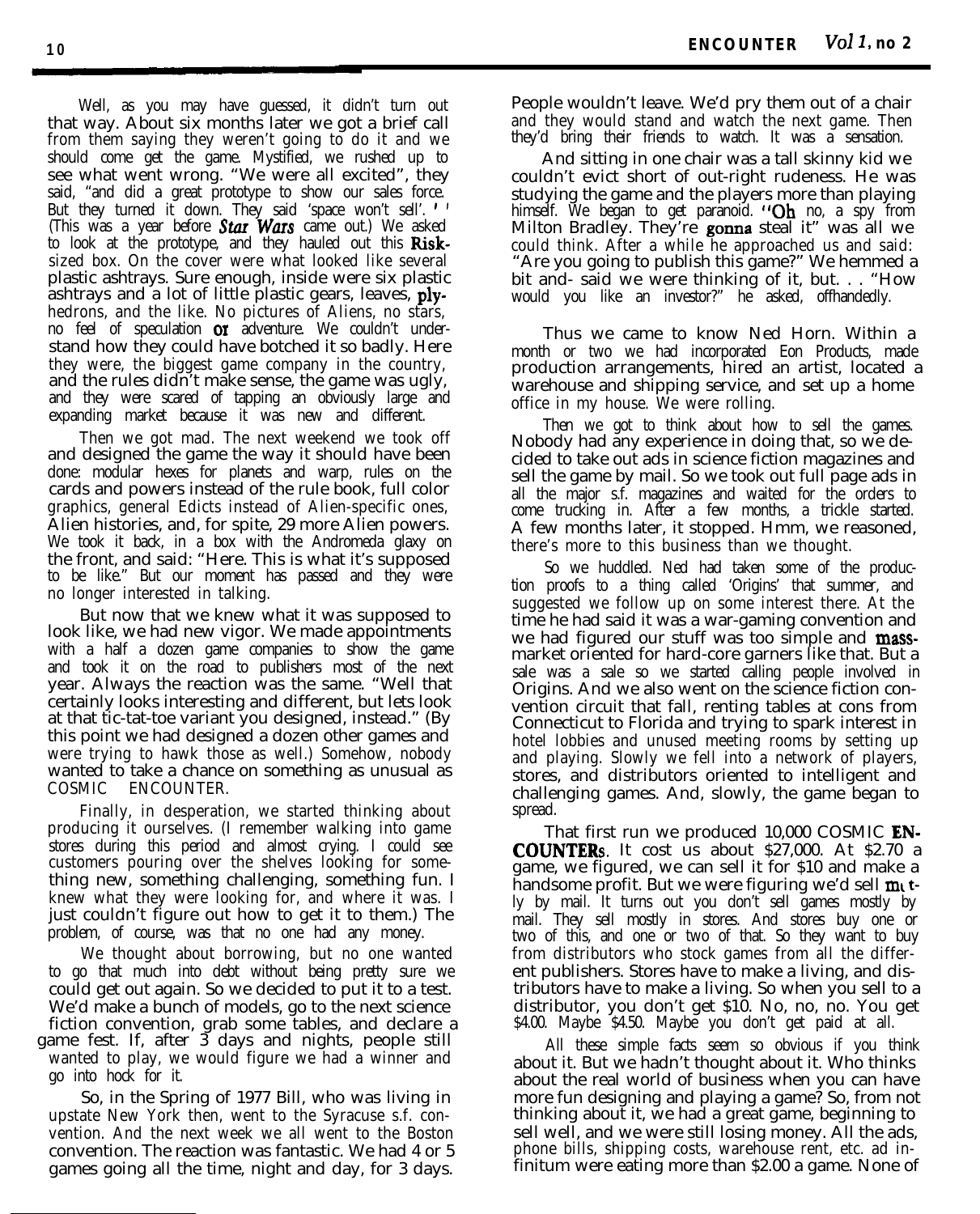Well, as you may have guessed, it didn't turn out that way. About six months later we got a brief call from them saying they weren't going to do it and we should come get the game. Mystified, we rushed up to see what went wrong. "We were all excited", they said, "and did a great prototype to show our sales force. But they turned it down. They said 'space won't sell'." (This was a year before *Star Wars* came out.) We asked to look at the prototype, and they hauled out this Risk-sized box. On the cover were what looked like several plastic ashtrays. Sure enough, inside were six plastic ashtrays and a lot of little plastic gears, leaves, plyhedrons, and the like. No pictures of Aliens, no stars, no feel of speculation or adventure. We couldn't understand how they could have botched it so badly. Here they were, the biggest game company in the country, and the rules didn't make sense, the game was ugly, and they were scared of tapping an obviously large and expanding market because it was new and different.

Then we got mad. The next weekend we took off and designed the game the way it should have been done: modular hexes for planets and warp, rules on the cards and powers instead of the rule book, full color graphics, general Edicts instead of Alien-specific ones, Alien histories, and, for spite, 29 more Alien powers. We took it back, in a box with the Andromeda glaxy on the front, and said: "Here. This is what it's supposed to be like." But our moment has passed and they were no longer interested in talking.

But now that we knew what it was supposed to look like, we had new vigor. We made appointments with a half a dozen game companies to show the game and took it on the road to publishers most of the next year. Always the reaction was the same. "Well that certainly looks interesting and different, but lets look at that tic-tat-toe variant you designed, instead." (By this point we had designed a dozen other games and were trying to hawk those as well.) Somehow, nobody wanted to take a chance on something as unusual as COSMIC ENCOUNTER.

Finally, in desperation, we started thinking about producing it ourselves. (I remember walking into game stores during this period and almost crying. I could see customers pouring over the shelves looking for something new, something challenging, something fun. I knew what they were looking for, and where it was. I just couldn't figure out how to get it to them.) The problem, of course, was that no one had any money.

We thought about borrowing, but no one wanted to go that much into debt without being pretty sure we could get out again. So we decided to put it to a test. We'd make a bunch of models, go to the next science fiction convention, grab some tables, and declare a game fest. If, after 3 days and nights, people still wanted to play, we would figure we had a winner and go into hock for it.

So, in the Spring of 1977 Bill, who was living in upstate New York then, went to the Syracuse s.f. convention. And the next week we all went to the Boston convention. The reaction was fantastic. We had 4 or 5 games going all the time, night and day, for 3 days. People wouldn't leave. We'd pry them out of a chair and they would stand and watch the next game. Then they'd bring their friends to watch. It was a sensation.

And sitting in one chair was a tall skinny kid we couldn't evict short of out-right rudeness. He was studying the game and the players more than playing himself. We began to get paranoid. "Oh no, a spy from Milton Bradley. They're gonna steal it" was all we could think. After a while he approached us and said: "Are you going to publish this game?" We hemmed a bit and- said we were thinking of it, but. . . "How would you like an investor?" he asked, offhandedly.

Thus we came to know Ned Horn. Within a month or two we had incorporated Eon Products, made production arrangements, hired an artist, located a warehouse and shipping service, and set up a home office in my house. We were rolling.

Then we got to think about how to sell the games. Nobody had any experience in doing that, so we decided to take out ads in science fiction magazines and sell the game by mail. So we took out full page ads in all the major s.f. magazines and waited for the orders to come trucking in. After a few months, a trickle started. A few months later, it stopped. Hmm, we reasoned, there's more to this business than we thought.

So we huddled. Ned had taken some of the production proofs to a thing called 'Origins' that summer, and suggested we follow up on some interest there. At the time he had said it was a war-gaming convention and we had figured our stuff was too simple and mass-market oriented for hard-core garners like that. But a sale was a sale so we started calling people involved in Origins. And we also went on the science fiction convention circuit that fall, renting tables at cons from Connecticut to Florida and trying to spark interest in hotel lobbies and unused meeting rooms by setting up and playing. Slowly we fell into a network of players, stores, and distributors oriented to intelligent and challenging games. And, slowly, the game began to spread.

That first run we produced 10,000 COSMIC ENCOUNTERs. It cost us about $27,000. At $2.70 a game, we figured, we can sell it for $10 and make a handsome profit. But we were figuring we'd sell mostly by mail. It turns out you don't sell games mostly by mail. They sell mostly in stores. And stores buy one or two of this, and one or two of that. So they want to buy from distributors who stock games from all the different publishers. Stores have to make a living, and distributors have to make a living. So when you sell to a distributor, you don't get $10. No, no, no. You get $4.00. Maybe $4.50. Maybe you don't get paid at all.

All these simple facts seem so obvious if you think about it. But we hadn't thought about it. Who thinks about the real world of business when you can have more fun designing and playing a game? So, from not thinking about it, we had a great game, beginning to sell well, and we were still losing money. All the ads, phone bills, shipping costs, warehouse rent, etc. ad infinitum were eating more than $2.00 a game. None of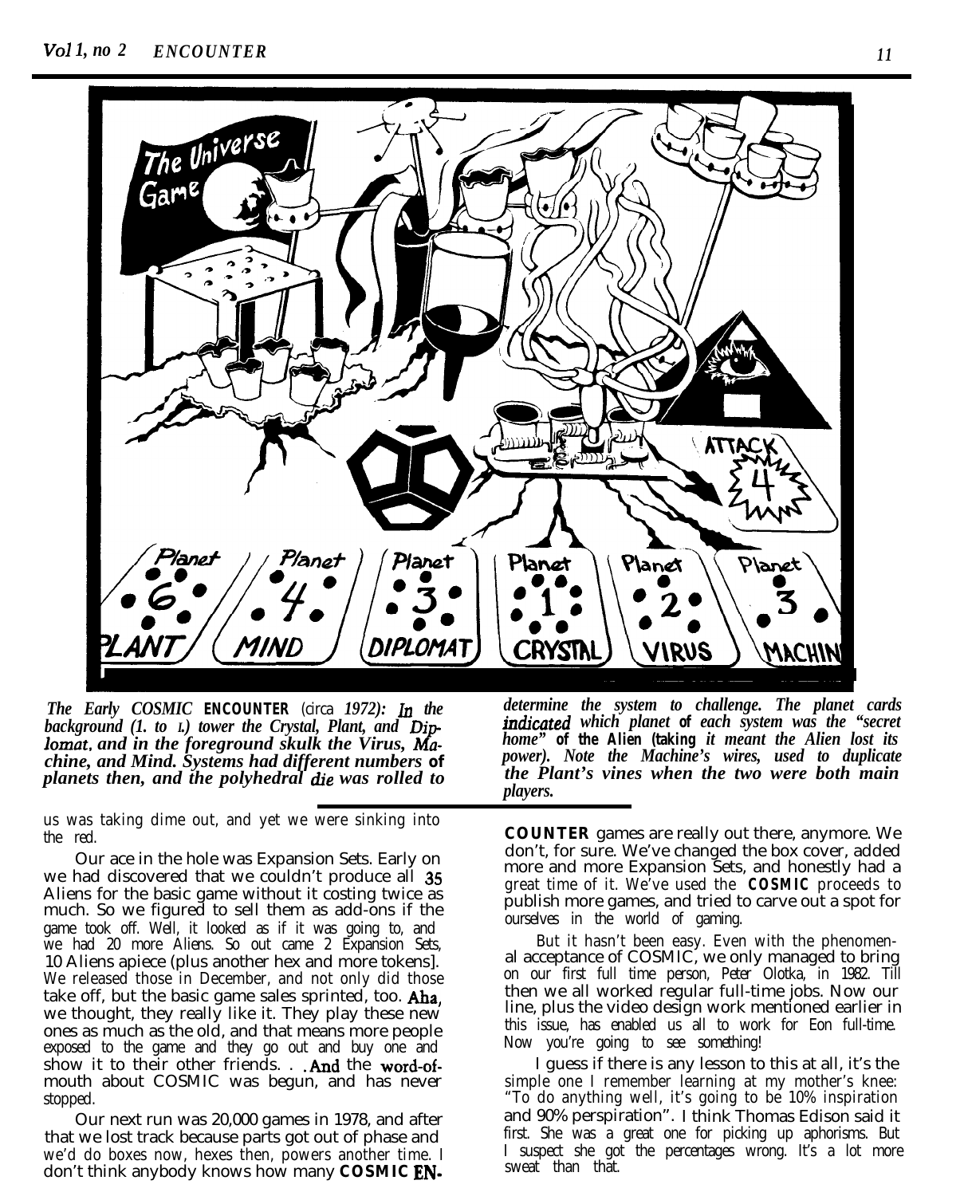*The Early COSMIC* **ENCOUNTER** (circa *1972): In the background (l. to r.) tower the Crystal, Plant, and Diplomat, and in the foreground skulk the Virus, Machine, and Mind. Systems had different numbers* **of** *planets then, and the polyhedral die was rolled to determine the system to challenge. The planet cards indicated which planet* **of** *each system was the "secret home"* **of the Alien (taking** *it meant the Alien lost its power). Note the Machine's wires, used to duplicate the Plant's vines when the two were both main players.*

us was taking dime out, and yet we were sinking into the red.

Our ace in the hole was Expansion Sets. Early on we had discovered that we couldn't produce all 35 Aliens for the basic game without it costing twice as much. So we figured to sell them as add-ons if the game took off. Well, it looked as if it was going to, and we had 20 more Aliens. So out came 2 Expansion Sets, 10 Aliens apiece (plus another hex and more tokens]. We released those in December, and not only did those take off, but the basic game sales sprinted, too. Aha, we thought, they really like it. They play these new ones as much as the old, and that means more people exposed to the game and they go out and buy one and show it to their other friends. . . And the word-of-mouth about COSMIC was begun, and has never stopped.

Our next run was 20,000 games in 1978, and after that we lost track because parts got out of phase and we'd do boxes now, hexes then, powers another time. I don't think anybody knows how many **COSMIC ENCOUNTER** games are really out there, anymore. We don't, for sure. We've changed the box cover, added more and more Expansion Sets, and honestly had a great time of it. We've used the **COSMIC** proceeds to publish more games, and tried to carve out a spot for ourselves in the world of gaming.

But it hasn't been easy. Even with the phenomenal acceptance of COSMIC, we only managed to bring on our first full time person, Peter Olotka, in 1982. Till then we all worked regular full-time jobs. Now our line, plus the video design work mentioned earlier in this issue, has enabled us all to work for Eon full-time. Now you're going to see something!

I guess if there is any lesson to this at all, it's the simple one I remember learning at my mother's knee: "To do anything well, it's going to be 10% inspiration and 90% perspiration". I think Thomas Edison said it first. She was a great one for picking up aphorisms. But I suspect she got the percentages wrong. It's a lot more sweat than that.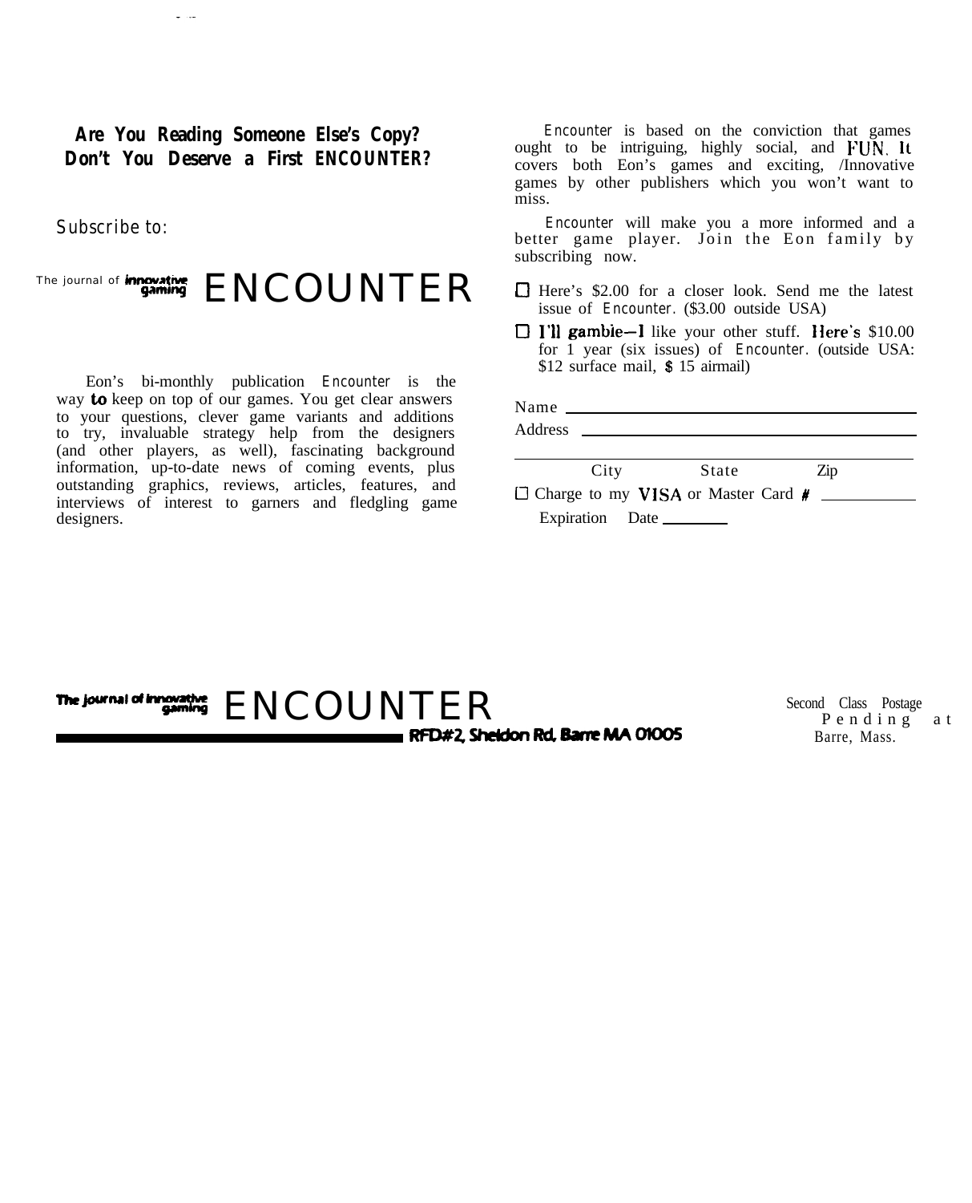**Are You Reading Someone Else's Copy?**
**Don't You Deserve a First ENCOUNTER?**

Subscribe to:

The journal of **innovative gaming** ENCOUNTER

Eon's bi-monthly publication *Encounter* is the way **to** keep on top of our games. You get clear answers to your questions, clever game variants and additions to try, invaluable strategy help from the designers (and other players, as well), fascinating background information, up-to-date news of coming events, plus outstanding graphics, reviews, articles, features, and interviews of interest to garners and fledgling game designers.

*Encounter* is based on the conviction that games ought to be intriguing, highly social, and FUN. It covers both Eon's games and exciting, /Innovative games by other publishers which you won't want to miss.

*Encounter* will make you a more informed and a better game player. Join the Eon family by subscribing now.

☐ Here's $2.00 for a closer look. Send me the latest issue of *Encounter*. ($3.00 outside USA)

☐ **I'll gambie—I** like your other stuff. Here's $10.00 for 1 year (six issues) of *Encounter*. (outside USA: $12 surface mail, $ 15 airmail)

Name ______________________

Address ______________________

______________________

City State Zip

☐ Charge to my VISA or Master Card # __________

Expiration Date ________

The journal of **innovative gaming** ENCOUNTER

**RFD#2, Sheldon Rd, Barre MA 01005**

Second Class Postage Pending at Barre, Mass.